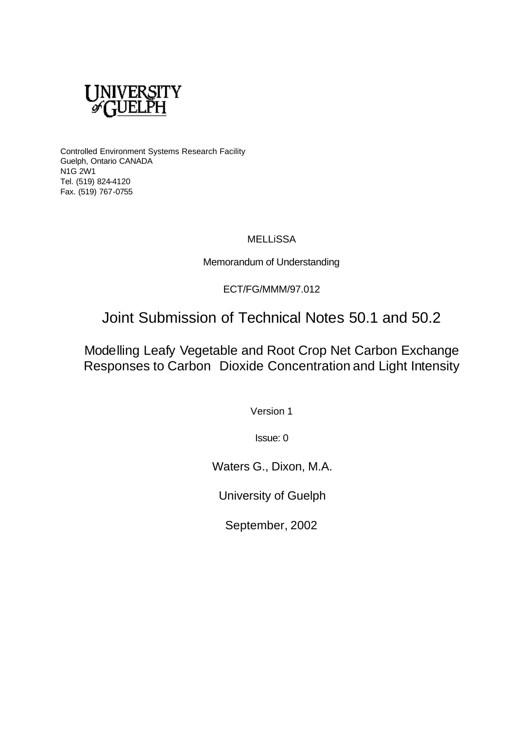UNIVERSITY of GUELPH

Controlled Environment Systems Research Facility
Guelph, Ontario CANADA
N1G 2W1
Tel. (519) 824-4120
Fax. (519) 767-0755

MELLiSSA

Memorandum of Understanding

ECT/FG/MMM/97.012

# Joint Submission of Technical Notes 50.1 and 50.2

## Modelling Leafy Vegetable and Root Crop Net Carbon Exchange Responses to Carbon Dioxide Concentration and Light Intensity

Version 1

Issue: 0

Waters G., Dixon, M.A.

University of Guelph

September, 2002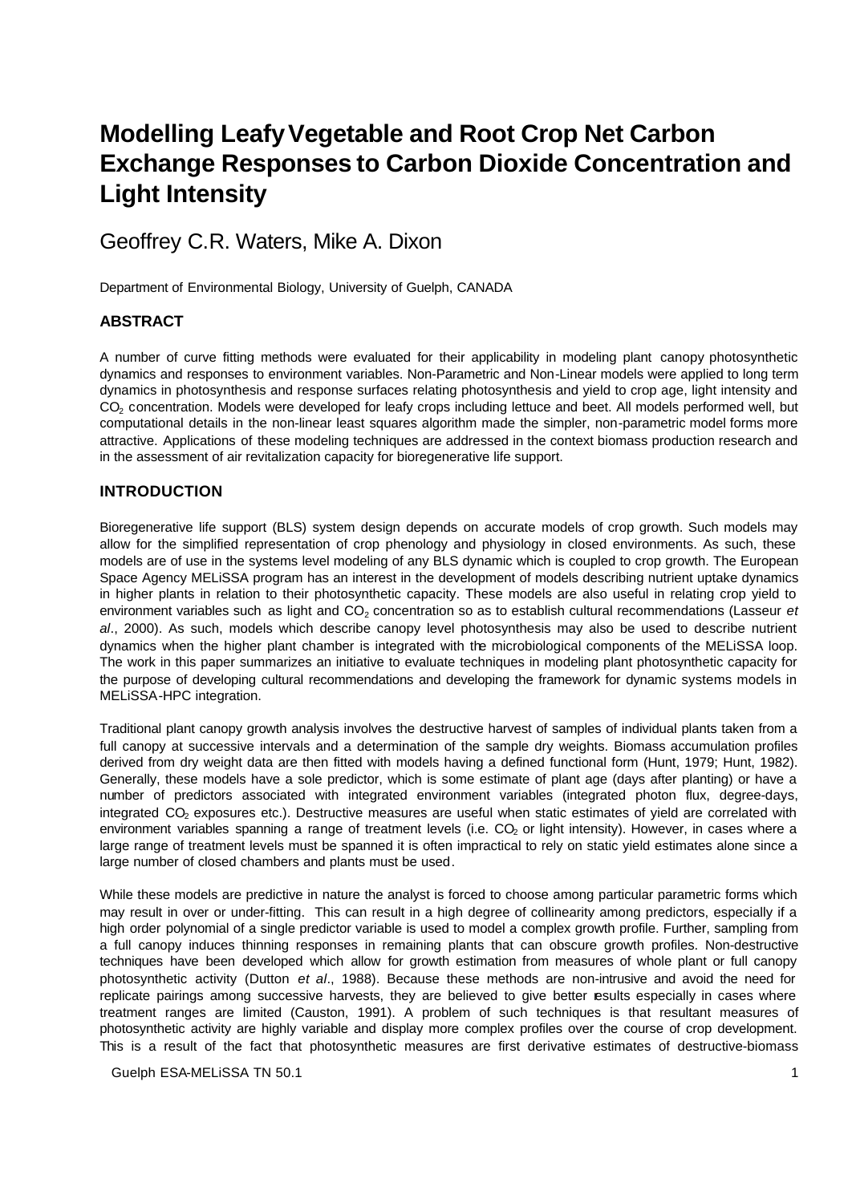# Modelling Leafy Vegetable and Root Crop Net Carbon Exchange Responses to Carbon Dioxide Concentration and Light Intensity

Geoffrey C.R. Waters, Mike A. Dixon

Department of Environmental Biology, University of Guelph, CANADA

### ABSTRACT

A number of curve fitting methods were evaluated for their applicability in modeling plant canopy photosynthetic dynamics and responses to environment variables. Non-Parametric and Non-Linear models were applied to long term dynamics in photosynthesis and response surfaces relating photosynthesis and yield to crop age, light intensity and $CO_2$ concentration. Models were developed for leafy crops including lettuce and beet. All models performed well, but computational details in the non-linear least squares algorithm made the simpler, non-parametric model forms more attractive. Applications of these modeling techniques are addressed in the context biomass production research and in the assessment of air revitalization capacity for bioregenerative life support.

### INTRODUCTION

Bioregenerative life support (BLS) system design depends on accurate models of crop growth. Such models may allow for the simplified representation of crop phenology and physiology in closed environments. As such, these models are of use in the systems level modeling of any BLS dynamic which is coupled to crop growth. The European Space Agency MELiSSA program has an interest in the development of models describing nutrient uptake dynamics in higher plants in relation to their photosynthetic capacity. These models are also useful in relating crop yield to environment variables such as light and $CO_2$ concentration so as to establish cultural recommendations (Lasseur *et al*., 2000). As such, models which describe canopy level photosynthesis may also be used to describe nutrient dynamics when the higher plant chamber is integrated with the microbiological components of the MELiSSA loop. The work in this paper summarizes an initiative to evaluate techniques in modeling plant photosynthetic capacity for the purpose of developing cultural recommendations and developing the framework for dynamic systems models in MELiSSA-HPC integration.

Traditional plant canopy growth analysis involves the destructive harvest of samples of individual plants taken from a full canopy at successive intervals and a determination of the sample dry weights. Biomass accumulation profiles derived from dry weight data are then fitted with models having a defined functional form (Hunt, 1979; Hunt, 1982). Generally, these models have a sole predictor, which is some estimate of plant age (days after planting) or have a number of predictors associated with integrated environment variables (integrated photon flux, degree-days, integrated $CO_2$ exposures etc.). Destructive measures are useful when static estimates of yield are correlated with environment variables spanning a range of treatment levels (i.e. $CO_2$ or light intensity). However, in cases where a large range of treatment levels must be spanned it is often impractical to rely on static yield estimates alone since a large number of closed chambers and plants must be used.

While these models are predictive in nature the analyst is forced to choose among particular parametric forms which may result in over or under-fitting. This can result in a high degree of collinearity among predictors, especially if a high order polynomial of a single predictor variable is used to model a complex growth profile. Further, sampling from a full canopy induces thinning responses in remaining plants that can obscure growth profiles. Non-destructive techniques have been developed which allow for growth estimation from measures of whole plant or full canopy photosynthetic activity (Dutton *et al*., 1988). Because these methods are non-intrusive and avoid the need for replicate pairings among successive harvests, they are believed to give better results especially in cases where treatment ranges are limited (Causton, 1991). A problem of such techniques is that resultant measures of photosynthetic activity are highly variable and display more complex profiles over the course of crop development. This is a result of the fact that photosynthetic measures are first derivative estimates of destructive-biomass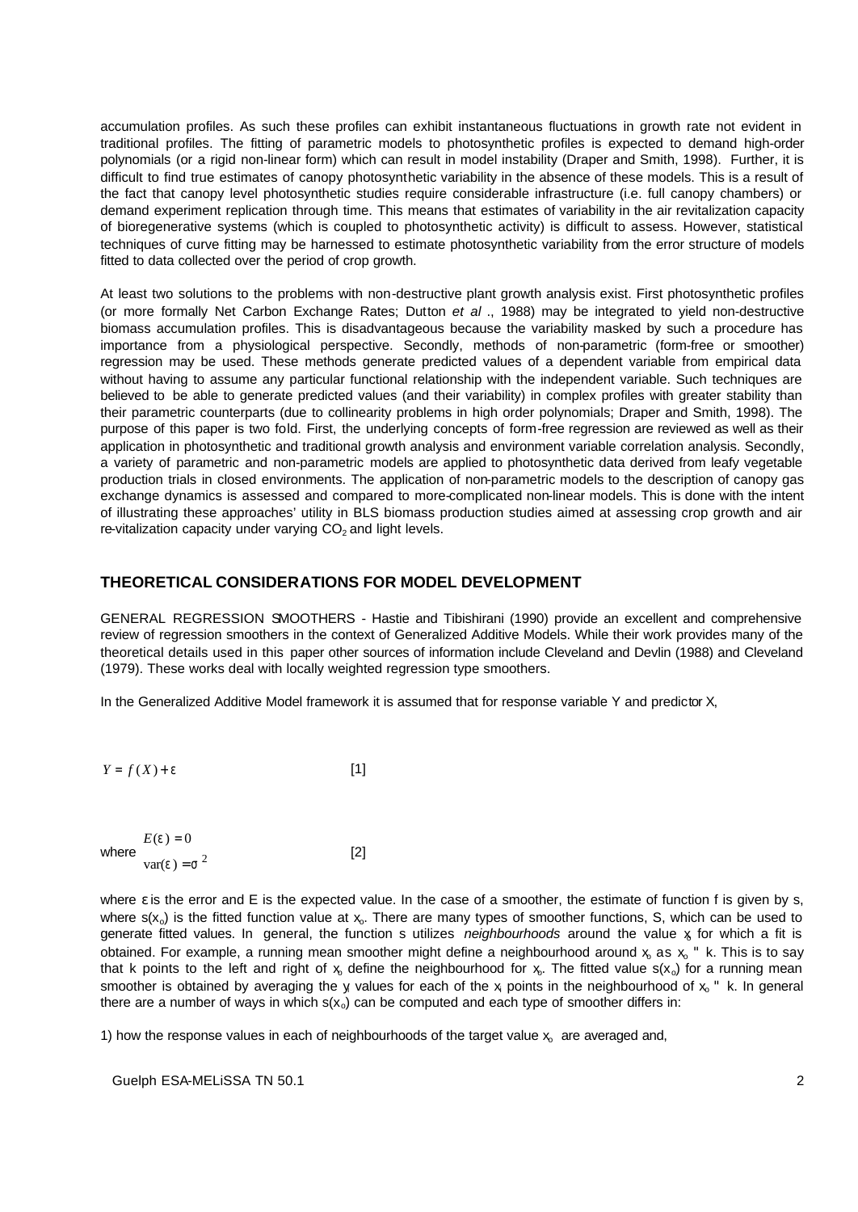accumulation profiles. As such these profiles can exhibit instantaneous fluctuations in growth rate not evident in traditional profiles. The fitting of parametric models to photosynthetic profiles is expected to demand high-order polynomials (or a rigid non-linear form) which can result in model instability (Draper and Smith, 1998). Further, it is difficult to find true estimates of canopy photosynthetic variability in the absence of these models. This is a result of the fact that canopy level photosynthetic studies require considerable infrastructure (i.e. full canopy chambers) or demand experiment replication through time. This means that estimates of variability in the air revitalization capacity of bioregenerative systems (which is coupled to photosynthetic activity) is difficult to assess. However, statistical techniques of curve fitting may be harnessed to estimate photosynthetic variability from the error structure of models fitted to data collected over the period of crop growth.

At least two solutions to the problems with non-destructive plant growth analysis exist. First photosynthetic profiles (or more formally Net Carbon Exchange Rates; Dutton *et al* ., 1988) may be integrated to yield non-destructive biomass accumulation profiles. This is disadvantageous because the variability masked by such a procedure has importance from a physiological perspective. Secondly, methods of non-parametric (form-free or smoother) regression may be used. These methods generate predicted values of a dependent variable from empirical data without having to assume any particular functional relationship with the independent variable. Such techniques are believed to be able to generate predicted values (and their variability) in complex profiles with greater stability than their parametric counterparts (due to collinearity problems in high order polynomials; Draper and Smith, 1998). The purpose of this paper is two fold. First, the underlying concepts of form-free regression are reviewed as well as their application in photosynthetic and traditional growth analysis and environment variable correlation analysis. Secondly, a variety of parametric and non-parametric models are applied to photosynthetic data derived from leafy vegetable production trials in closed environments. The application of non-parametric models to the description of canopy gas exchange dynamics is assessed and compared to more-complicated non-linear models. This is done with the intent of illustrating these approaches' utility in BLS biomass production studies aimed at assessing crop growth and air re-vitalization capacity under varying $CO_2$ and light levels.

## THEORETICAL CONSIDERATIONS FOR MODEL DEVELOPMENT

GENERAL REGRESSION SMOOTHERS - Hastie and Tibishirani (1990) provide an excellent and comprehensive review of regression smoothers in the context of Generalized Additive Models. While their work provides many of the theoretical details used in this paper other sources of information include Cleveland and Devlin (1988) and Cleveland (1979). These works deal with locally weighted regression type smoothers.

In the Generalized Additive Model framework it is assumed that for response variable Y and predictor X,

$$Y = f(X) + \varepsilon \qquad [1]$$

where
$$E(\varepsilon) = 0 \qquad \mathrm{var}(\varepsilon) = \sigma^2 \qquad [2]$$

where $\varepsilon$ is the error and E is the expected value. In the case of a smoother, the estimate of function f is given by s, where $s(x_o)$ is the fitted function value at $x_o$. There are many types of smoother functions, S, which can be used to generate fitted values. In general, the function s utilizes *neighbourhoods* around the value $x_i$ for which a fit is obtained. For example, a running mean smoother might define a neighbourhood around $x_o$ as $x_o \pm k$. This is to say that k points to the left and right of $x_o$ define the neighbourhood for $x_o$. The fitted value $s(x_o)$ for a running mean smoother is obtained by averaging the $y_i$ values for each of the $x_i$ points in the neighbourhood of $x_o \pm k$. In general there are a number of ways in which $s(x_o)$ can be computed and each type of smoother differs in:

1) how the response values in each of neighbourhoods of the target value $x_o$ are averaged and,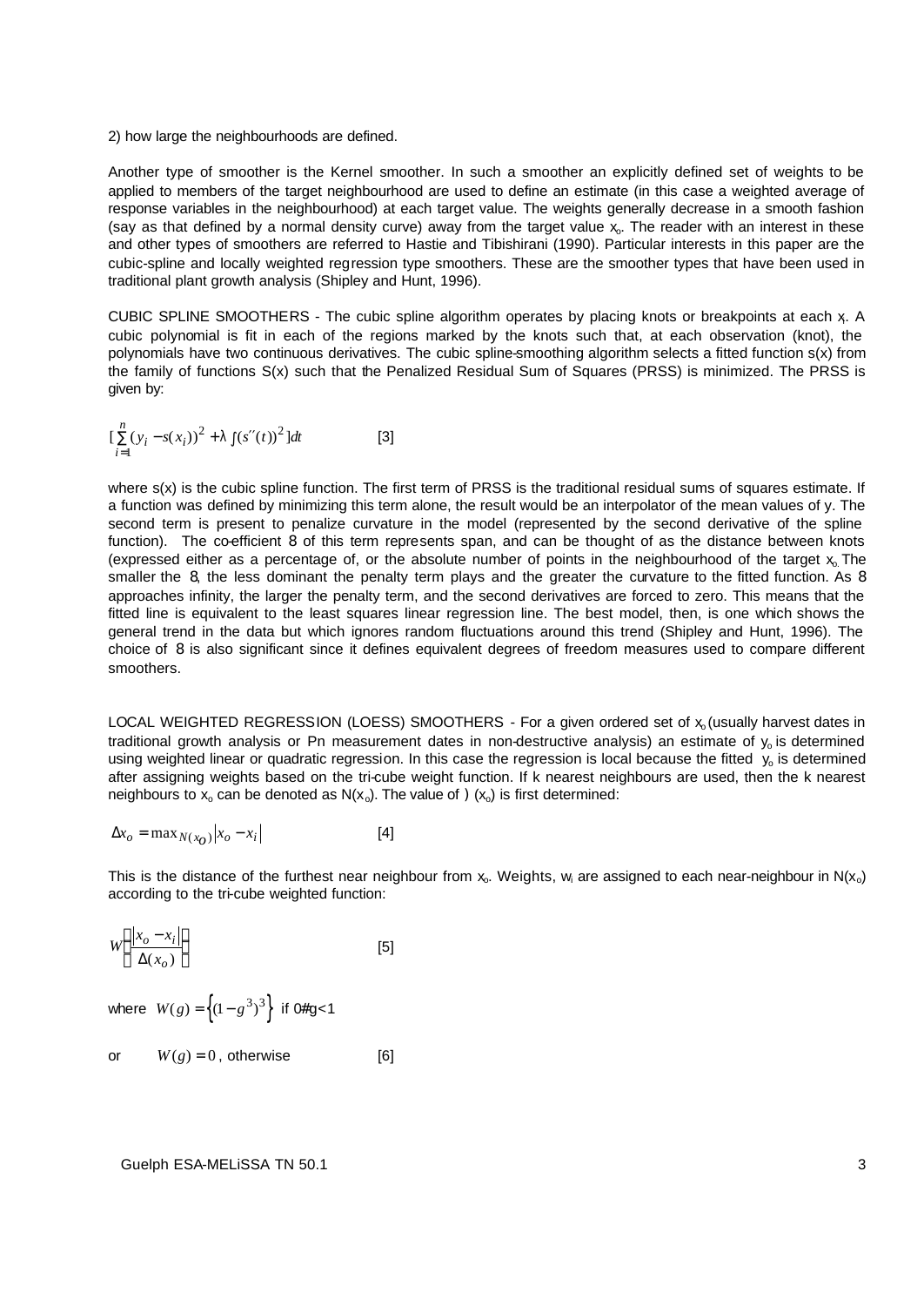2) how large the neighbourhoods are defined.

Another type of smoother is the Kernel smoother. In such a smoother an explicitly defined set of weights to be applied to members of the target neighbourhood are used to define an estimate (in this case a weighted average of response variables in the neighbourhood) at each target value. The weights generally decrease in a smooth fashion (say as that defined by a normal density curve) away from the target value $x_o$. The reader with an interest in these and other types of smoothers are referred to Hastie and Tibishirani (1990). Particular interests in this paper are the cubic-spline and locally weighted regression type smoothers. These are the smoother types that have been used in traditional plant growth analysis (Shipley and Hunt, 1996).

CUBIC SPLINE SMOOTHERS - The cubic spline algorithm operates by placing knots or breakpoints at each $x_i$. A cubic polynomial is fit in each of the regions marked by the knots such that, at each observation (knot), the polynomials have two continuous derivatives. The cubic spline-smoothing algorithm selects a fitted function s(x) from the family of functions S(x) such that the Penalized Residual Sum of Squares (PRSS) is minimized. The PRSS is given by:

$$[\sum_{i=1}^{n}(y_i - s(x_i))^2 + \lambda \int (s''(t))^2]dt \qquad [3]$$

where s(x) is the cubic spline function. The first term of PRSS is the traditional residual sums of squares estimate. If a function was defined by minimizing this term alone, the result would be an interpolator of the mean values of y. The second term is present to penalize curvature in the model (represented by the second derivative of the spline function). The co-efficient $\lambda$ of this term represents span, and can be thought of as the distance between knots (expressed either as a percentage of, or the absolute number of points in the neighbourhood of the target $x_o$. The smaller the $\lambda$, the less dominant the penalty term plays and the greater the curvature to the fitted function. As $\lambda$ approaches infinity, the larger the penalty term, and the second derivatives are forced to zero. This means that the fitted line is equivalent to the least squares linear regression line. The best model, then, is one which shows the general trend in the data but which ignores random fluctuations around this trend (Shipley and Hunt, 1996). The choice of $\lambda$ is also significant since it defines equivalent degrees of freedom measures used to compare different smoothers.

LOCAL WEIGHTED REGRESSION (LOESS) SMOOTHERS - For a given ordered set of $x_o$ (usually harvest dates in traditional growth analysis or Pn measurement dates in non-destructive analysis) an estimate of $y_o$ is determined using weighted linear or quadratic regression. In this case the regression is local because the fitted $y_o$ is determined after assigning weights based on the tri-cube weight function. If k nearest neighbours are used, then the k nearest neighbours to $x_o$ can be denoted as $N(x_o)$. The value of $\Delta(x_o)$ is first determined:

$$\Delta x_o = \max_{N(x_o)} |x_o - x_i| \qquad [4]$$

This is the distance of the furthest near neighbour from $x_o$. Weights, $w_i$ are assigned to each near-neighbour in $N(x_o)$ according to the tri-cube weighted function:

$$W\left(\frac{|x_o - x_i|}{\Delta(x_o)}\right) \qquad [5]$$

where $W(g) = \left\{(1-g^3)^3\right\}$ if $0 \le g < 1$

or $\quad W(g) = 0$, otherwise $\qquad [6]$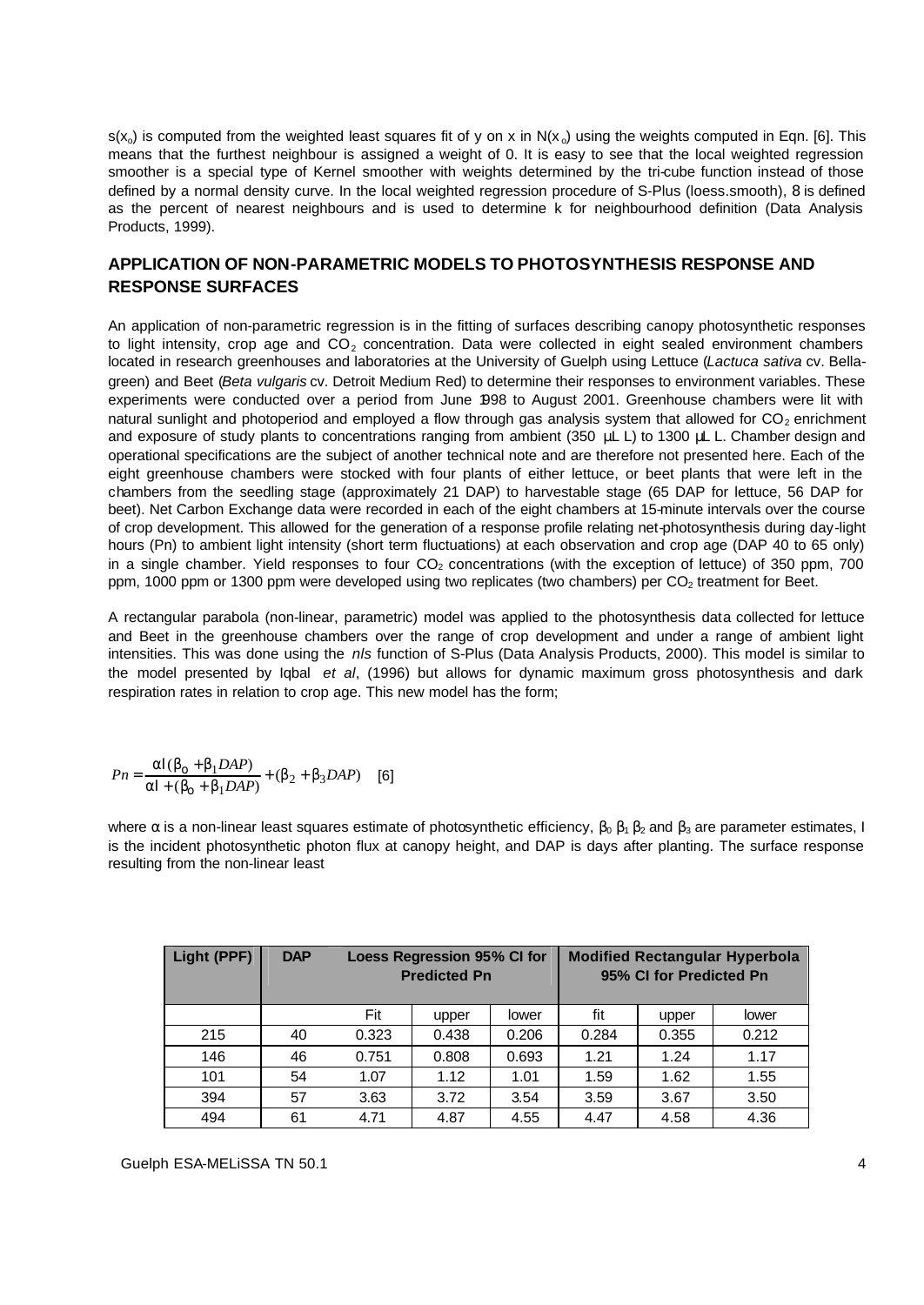$s(x_o)$ is computed from the weighted least squares fit of y on x in $N(x_o)$ using the weights computed in Eqn. [6]. This means that the furthest neighbour is assigned a weight of 0. It is easy to see that the local weighted regression smoother is a special type of Kernel smoother with weights determined by the tri-cube function instead of those defined by a normal density curve. In the local weighted regression procedure of S-Plus (loess.smooth), 8 is defined as the percent of nearest neighbours and is used to determine k for neighbourhood definition (Data Analysis Products, 1999).

## APPLICATION OF NON-PARAMETRIC MODELS TO PHOTOSYNTHESIS RESPONSE AND RESPONSE SURFACES

An application of non-parametric regression is in the fitting of surfaces describing canopy photosynthetic responses to light intensity, crop age and $CO_2$ concentration. Data were collected in eight sealed environment chambers located in research greenhouses and laboratories at the University of Guelph using Lettuce (*Lactuca sativa* cv. Bella-green) and Beet (*Beta vulgaris* cv. Detroit Medium Red) to determine their responses to environment variables. These experiments were conducted over a period from June 1998 to August 2001. Greenhouse chambers were lit with natural sunlight and photoperiod and employed a flow through gas analysis system that allowed for $CO_2$ enrichment and exposure of study plants to concentrations ranging from ambient (350 µL L) to 1300 µL L. Chamber design and operational specifications are the subject of another technical note and are therefore not presented here. Each of the eight greenhouse chambers were stocked with four plants of either lettuce, or beet plants that were left in the chambers from the seedling stage (approximately 21 DAP) to harvestable stage (65 DAP for lettuce, 56 DAP for beet). Net Carbon Exchange data were recorded in each of the eight chambers at 15-minute intervals over the course of crop development. This allowed for the generation of a response profile relating net-photosynthesis during day-light hours (Pn) to ambient light intensity (short term fluctuations) at each observation and crop age (DAP 40 to 65 only) in a single chamber. Yield responses to four $CO_2$ concentrations (with the exception of lettuce) of 350 ppm, 700 ppm, 1000 ppm or 1300 ppm were developed using two replicates (two chambers) per $CO_2$ treatment for Beet.

A rectangular parabola (non-linear, parametric) model was applied to the photosynthesis data collected for lettuce and Beet in the greenhouse chambers over the range of crop development and under a range of ambient light intensities. This was done using the *nls* function of S-Plus (Data Analysis Products, 2000). This model is similar to the model presented by Iqbal *et al*, (1996) but allows for dynamic maximum gross photosynthesis and dark respiration rates in relation to crop age. This new model has the form;

$$Pn = \frac{\alpha I(\beta_0 + \beta_1 DAP)}{\alpha I + (\beta_0 + \beta_1 DAP)} + (\beta_2 + \beta_3 DAP) \quad [6]$$

where $\alpha$ is a non-linear least squares estimate of photosynthetic efficiency, $\beta_0$ $\beta_1$ $\beta_2$ and $\beta_3$ are parameter estimates, I is the incident photosynthetic photon flux at canopy height, and DAP is days after planting. The surface response resulting from the non-linear least

| Light (PPF) | DAP | Loess Regression 95% CI for Predicted Pn | | | Modified Rectangular Hyperbola 95% CI for Predicted Pn | | |
|---|---|---|---|---|---|---|---|
| | | Fit | upper | lower | fit | upper | lower |
| 215 | 40 | 0.323 | 0.438 | 0.206 | 0.284 | 0.355 | 0.212 |
| 146 | 46 | 0.751 | 0.808 | 0.693 | 1.21 | 1.24 | 1.17 |
| 101 | 54 | 1.07 | 1.12 | 1.01 | 1.59 | 1.62 | 1.55 |
| 394 | 57 | 3.63 | 3.72 | 3.54 | 3.59 | 3.67 | 3.50 |
| 494 | 61 | 4.71 | 4.87 | 4.55 | 4.47 | 4.58 | 4.36 |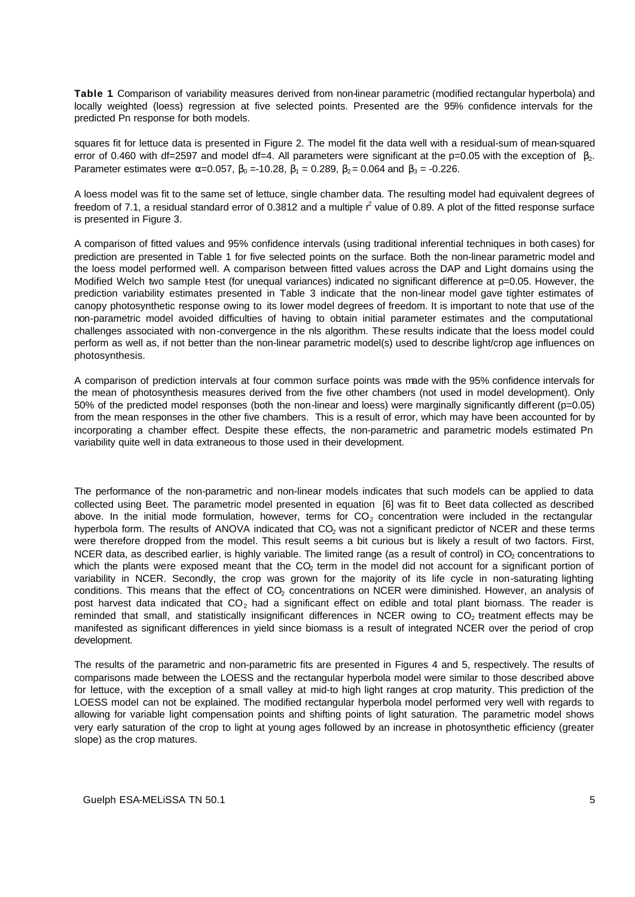**Table 1** Comparison of variability measures derived from non-linear parametric (modified rectangular hyperbola) and locally weighted (loess) regression at five selected points. Presented are the 95% confidence intervals for the predicted Pn response for both models.

squares fit for lettuce data is presented in Figure 2. The model fit the data well with a residual-sum of mean-squared error of 0.460 with df=2597 and model df=4. All parameters were significant at the p=0.05 with the exception of $\beta_2$. Parameter estimates were $\alpha$=0.057, $\beta_0$ =-10.28, $\beta_1$ = 0.289, $\beta_2$ = 0.064 and $\beta_3$ = -0.226.

A loess model was fit to the same set of lettuce, single chamber data. The resulting model had equivalent degrees of freedom of 7.1, a residual standard error of 0.3812 and a multiple $r^2$ value of 0.89. A plot of the fitted response surface is presented in Figure 3.

A comparison of fitted values and 95% confidence intervals (using traditional inferential techniques in both cases) for prediction are presented in Table 1 for five selected points on the surface. Both the non-linear parametric model and the loess model performed well. A comparison between fitted values across the DAP and Light domains using the Modified Welch two sample t-test (for unequal variances) indicated no significant difference at p=0.05. However, the prediction variability estimates presented in Table 3 indicate that the non-linear model gave tighter estimates of canopy photosynthetic response owing to its lower model degrees of freedom. It is important to note that use of the non-parametric model avoided difficulties of having to obtain initial parameter estimates and the computational challenges associated with non-convergence in the nls algorithm. These results indicate that the loess model could perform as well as, if not better than the non-linear parametric model(s) used to describe light/crop age influences on photosynthesis.

A comparison of prediction intervals at four common surface points was made with the 95% confidence intervals for the mean of photosynthesis measures derived from the five other chambers (not used in model development). Only 50% of the predicted model responses (both the non-linear and loess) were marginally significantly different (p=0.05) from the mean responses in the other five chambers. This is a result of error, which may have been accounted for by incorporating a chamber effect. Despite these effects, the non-parametric and parametric models estimated Pn variability quite well in data extraneous to those used in their development.

The performance of the non-parametric and non-linear models indicates that such models can be applied to data collected using Beet. The parametric model presented in equation [6] was fit to Beet data collected as described above. In the initial mode formulation, however, terms for $CO_2$ concentration were included in the rectangular hyperbola form. The results of ANOVA indicated that $CO_2$ was not a significant predictor of NCER and these terms were therefore dropped from the model. This result seems a bit curious but is likely a result of two factors. First, NCER data, as described earlier, is highly variable. The limited range (as a result of control) in $CO_2$ concentrations to which the plants were exposed meant that the $CO_2$ term in the model did not account for a significant portion of variability in NCER. Secondly, the crop was grown for the majority of its life cycle in non-saturating lighting conditions. This means that the effect of $CO_2$ concentrations on NCER were diminished. However, an analysis of post harvest data indicated that $CO_2$ had a significant effect on edible and total plant biomass. The reader is reminded that small, and statistically insignificant differences in NCER owing to $CO_2$ treatment effects may be manifested as significant differences in yield since biomass is a result of integrated NCER over the period of crop development.

The results of the parametric and non-parametric fits are presented in Figures 4 and 5, respectively. The results of comparisons made between the LOESS and the rectangular hyperbola model were similar to those described above for lettuce, with the exception of a small valley at mid-to high light ranges at crop maturity. This prediction of the LOESS model can not be explained. The modified rectangular hyperbola model performed very well with regards to allowing for variable light compensation points and shifting points of light saturation. The parametric model shows very early saturation of the crop to light at young ages followed by an increase in photosynthetic efficiency (greater slope) as the crop matures.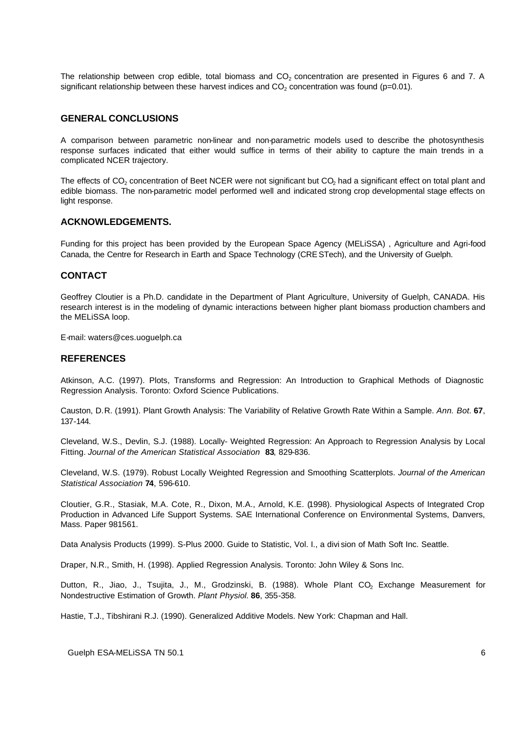The relationship between crop edible, total biomass and $CO_2$ concentration are presented in Figures 6 and 7. A significant relationship between these harvest indices and $CO_2$ concentration was found ($p=0.01$).

## GENERAL CONCLUSIONS

A comparison between parametric non-linear and non-parametric models used to describe the photosynthesis response surfaces indicated that either would suffice in terms of their ability to capture the main trends in a complicated NCER trajectory.

The effects of $CO_2$ concentration of Beet NCER were not significant but $CO_2$ had a significant effect on total plant and edible biomass. The non-parametric model performed well and indicated strong crop developmental stage effects on light response.

## ACKNOWLEDGEMENTS.

Funding for this project has been provided by the European Space Agency (MELiSSA) , Agriculture and Agri-food Canada, the Centre for Research in Earth and Space Technology (CRESTech), and the University of Guelph.

## CONTACT

Geoffrey Cloutier is a Ph.D. candidate in the Department of Plant Agriculture, University of Guelph, CANADA. His research interest is in the modeling of dynamic interactions between higher plant biomass production chambers and the MELiSSA loop.

E-mail: waters@ces.uoguelph.ca

## REFERENCES

Atkinson, A.C. (1997). Plots, Transforms and Regression: An Introduction to Graphical Methods of Diagnostic Regression Analysis. Toronto: Oxford Science Publications.

Causton, D.R. (1991). Plant Growth Analysis: The Variability of Relative Growth Rate Within a Sample. *Ann. Bot.* **67**, 137-144.

Cleveland, W.S., Devlin, S.J. (1988). Locally- Weighted Regression: An Approach to Regression Analysis by Local Fitting. *Journal of the American Statistical Association* **83**, 829-836.

Cleveland, W.S. (1979). Robust Locally Weighted Regression and Smoothing Scatterplots. *Journal of the American Statistical Association* **74**, 596-610.

Cloutier, G.R., Stasiak, M.A. Cote, R., Dixon, M.A., Arnold, K.E. (1998). Physiological Aspects of Integrated Crop Production in Advanced Life Support Systems. SAE International Conference on Environmental Systems, Danvers, Mass. Paper 981561.

Data Analysis Products (1999). S-Plus 2000. Guide to Statistic, Vol. I., a division of Math Soft Inc. Seattle.

Draper, N.R., Smith, H. (1998). Applied Regression Analysis. Toronto: John Wiley & Sons Inc.

Dutton, R., Jiao, J., Tsujita, J., M., Grodzinski, B. (1988). Whole Plant $CO_2$ Exchange Measurement for Nondestructive Estimation of Growth. *Plant Physiol.* **86**, 355-358.

Hastie, T.J., Tibshirani R.J. (1990). Generalized Additive Models. New York: Chapman and Hall.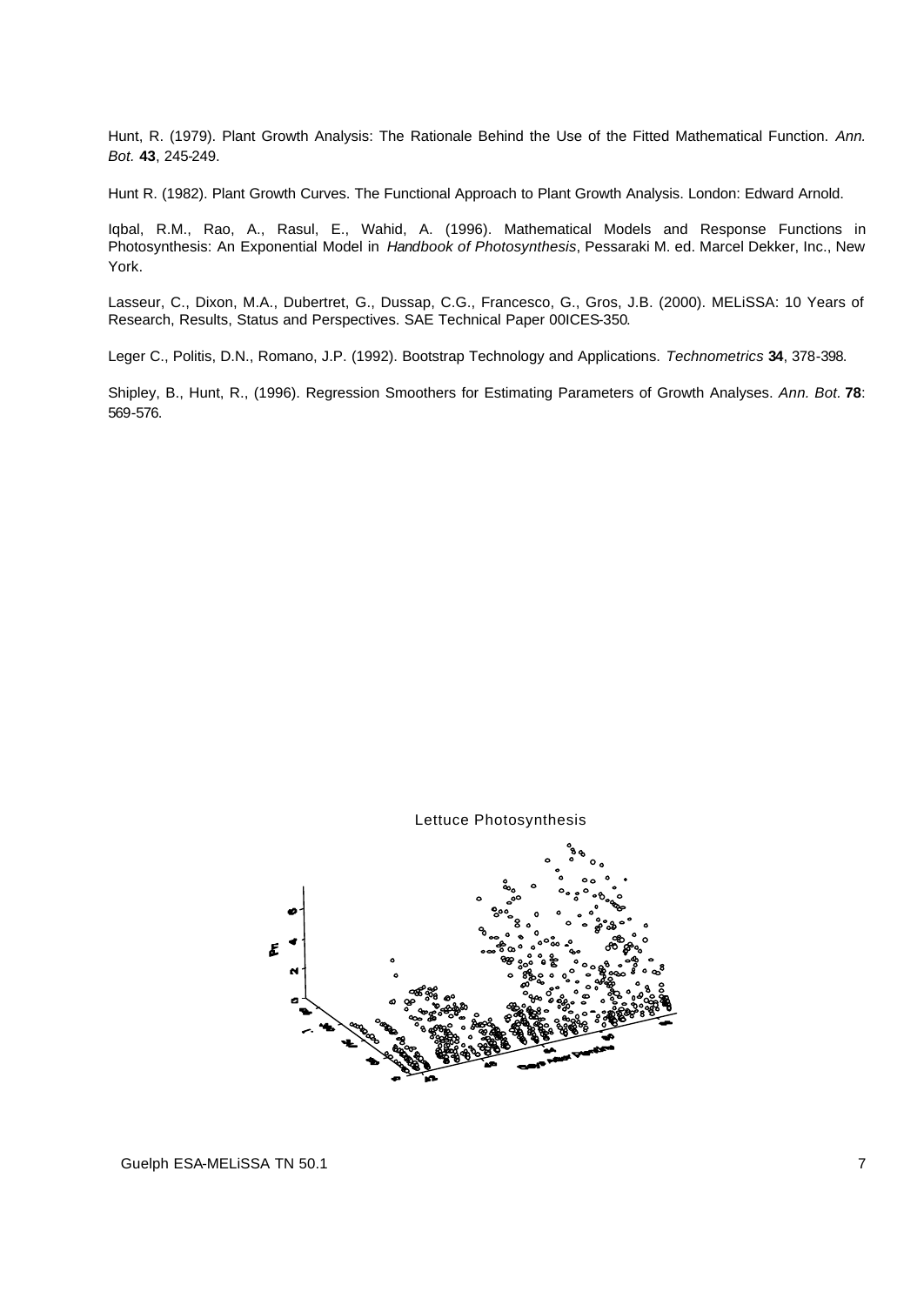Hunt, R. (1979). Plant Growth Analysis: The Rationale Behind the Use of the Fitted Mathematical Function. *Ann. Bot.* **43**, 245-249.

Hunt R. (1982). Plant Growth Curves. The Functional Approach to Plant Growth Analysis. London: Edward Arnold.

Iqbal, R.M., Rao, A., Rasul, E., Wahid, A. (1996). Mathematical Models and Response Functions in Photosynthesis: An Exponential Model in *Handbook of Photosynthesis*, Pessaraki M. ed. Marcel Dekker, Inc., New York.

Lasseur, C., Dixon, M.A., Dubertret, G., Dussap, C.G., Francesco, G., Gros, J.B. (2000). MELiSSA: 10 Years of Research, Results, Status and Perspectives. SAE Technical Paper 00ICES-350.

Leger C., Politis, D.N., Romano, J.P. (1992). Bootstrap Technology and Applications. *Technometrics* **34**, 378-398.

Shipley, B., Hunt, R., (1996). Regression Smoothers for Estimating Parameters of Growth Analyses. *Ann. Bot.* **78**: 569-576.

Lettuce Photosynthesis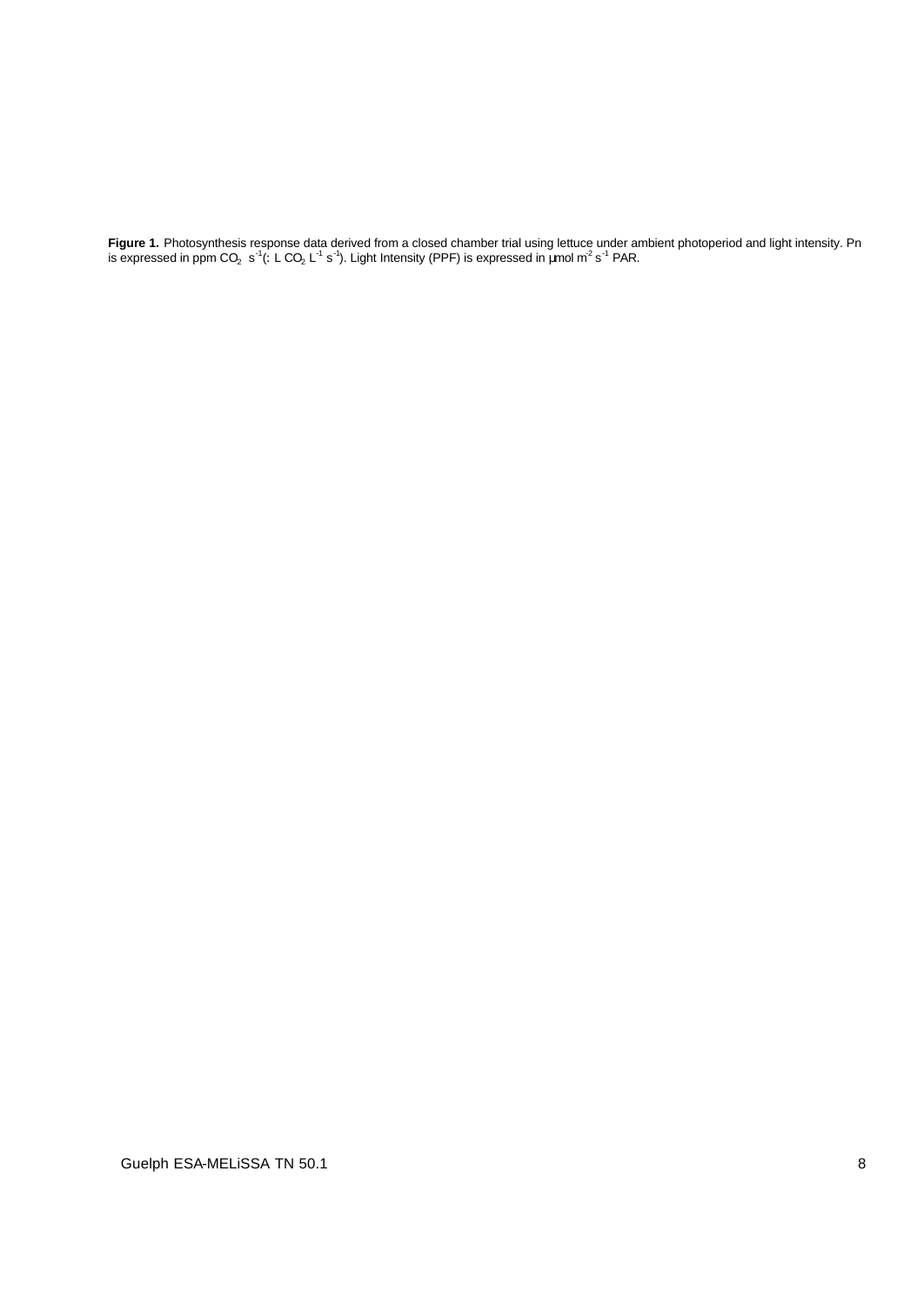**Figure 1.** Photosynthesis response data derived from a closed chamber trial using lettuce under ambient photoperiod and light intensity. Pn is expressed in ppm $CO_2$ $s^{-1}$(: L $CO_2$ $L^{-1}$ $s^{-1}$). Light Intensity (PPF) is expressed in µmol $m^{-2}$ $s^{-1}$ PAR.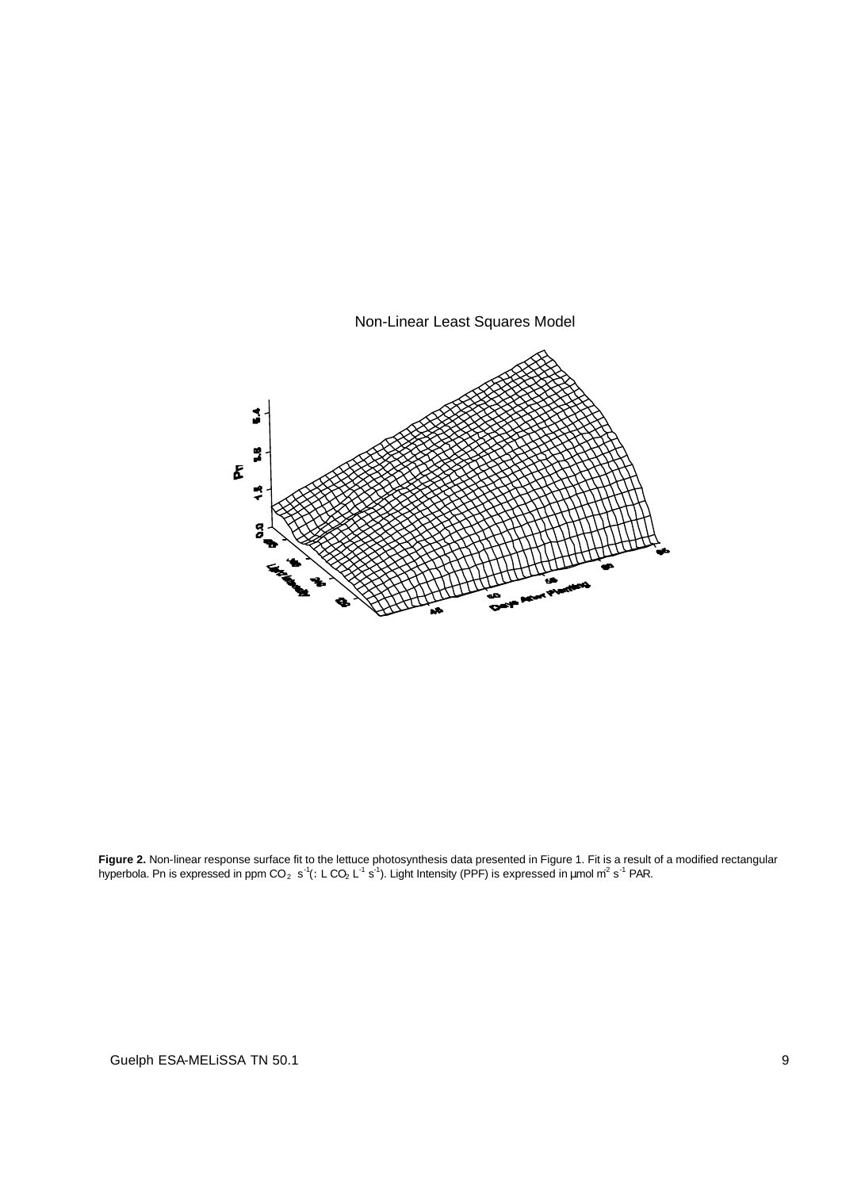Non-Linear Least Squares Model

**Figure 2.** Non-linear response surface fit to the lettuce photosynthesis data presented in Figure 1. Fit is a result of a modified rectangular hyperbola. Pn is expressed in ppm $CO_2$ $s^{-1}$(: L $CO_2$ $L^{-1}$ $s^{-1}$). Light Intensity (PPF) is expressed in µmol $m^{2}$ $s^{-1}$ PAR.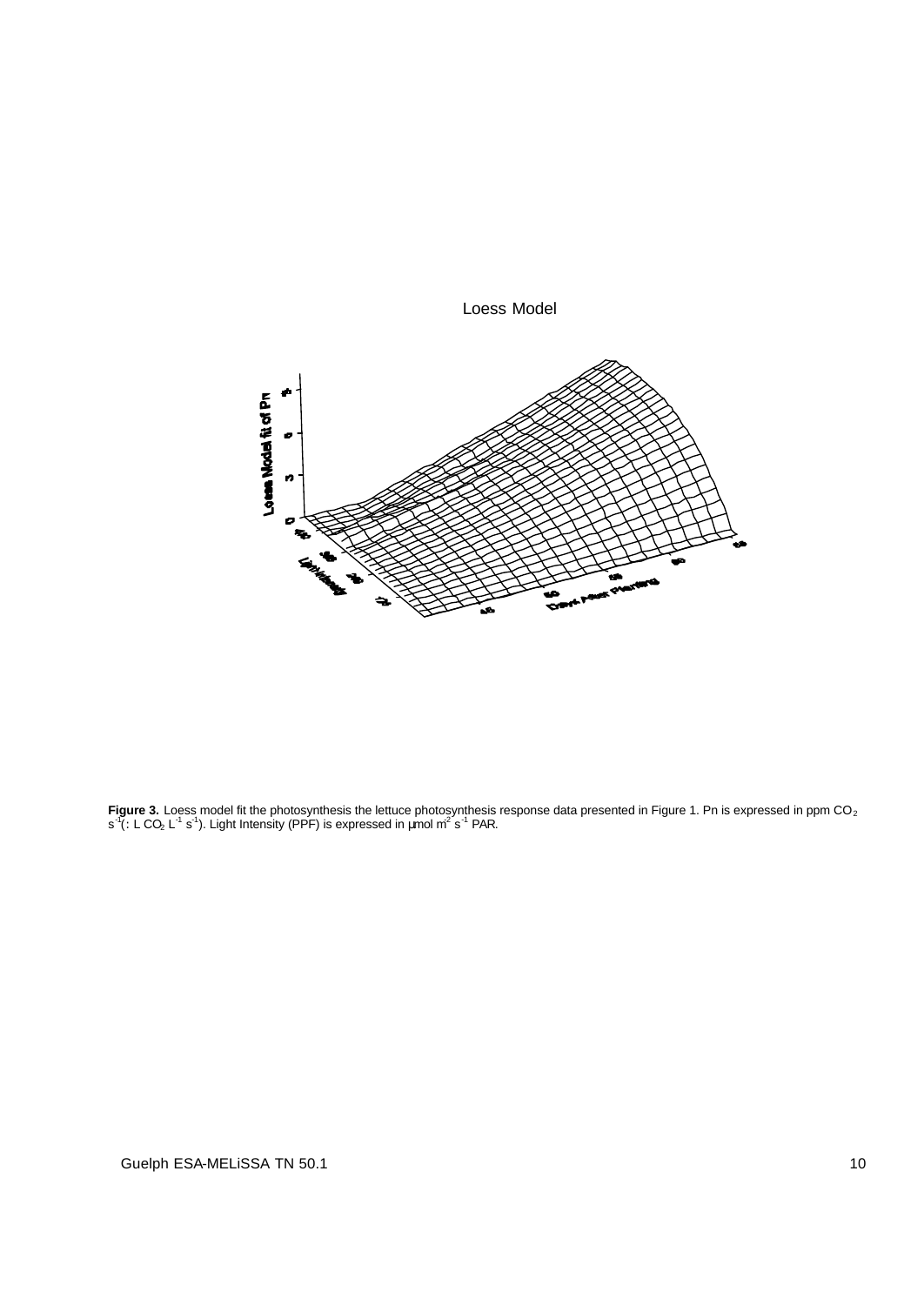Loess Model

**Figure 3.** Loess model fit the photosynthesis the lettuce photosynthesis response data presented in Figure 1. Pn is expressed in ppm $CO_2$ $s^{-1}$(: L $CO_2$ $L^{-1}$ $s^{-1}$). Light Intensity (PPF) is expressed in μmol $m^{-2}$ $s^{-1}$ PAR.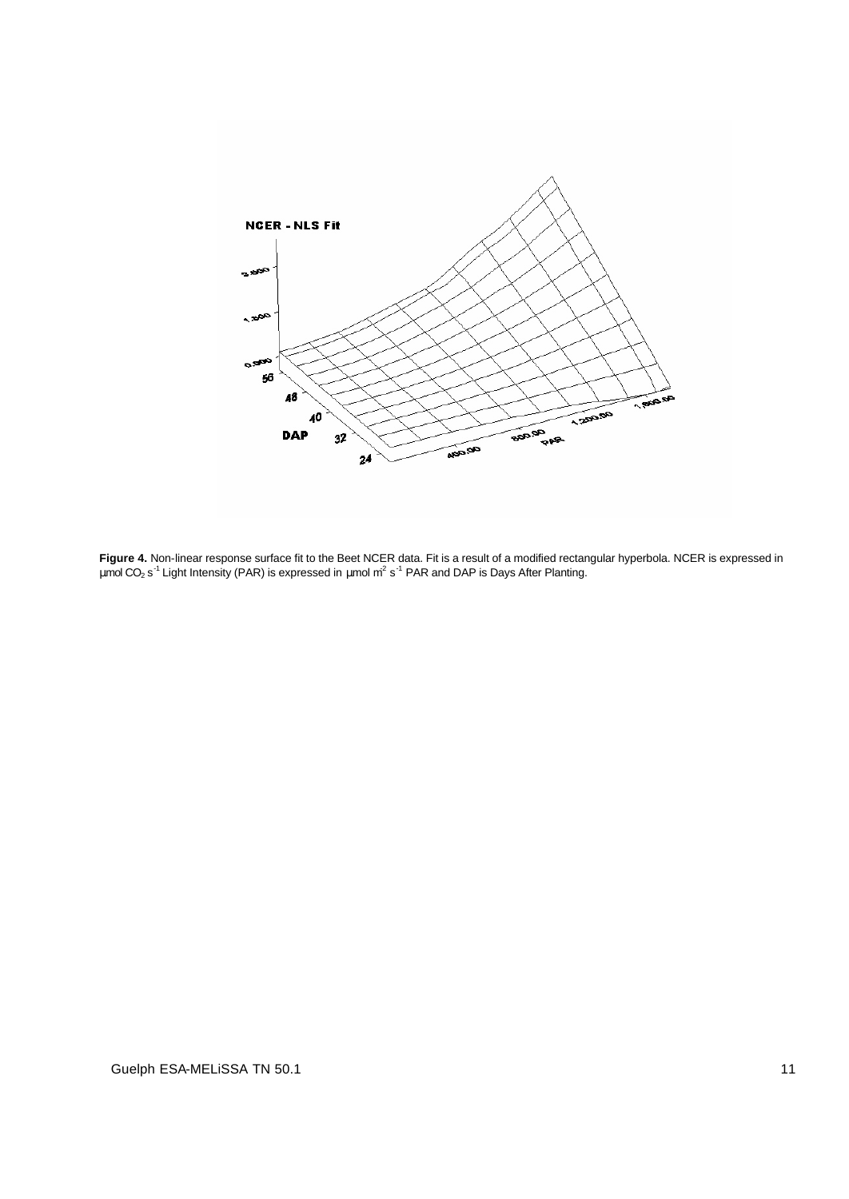**Figure 4.** Non-linear response surface fit to the Beet NCER data. Fit is a result of a modified rectangular hyperbola. NCER is expressed in µmol $CO_2$ $s^{-1}$ Light Intensity (PAR) is expressed in µmol $m^2$ $s^{-1}$ PAR and DAP is Days After Planting.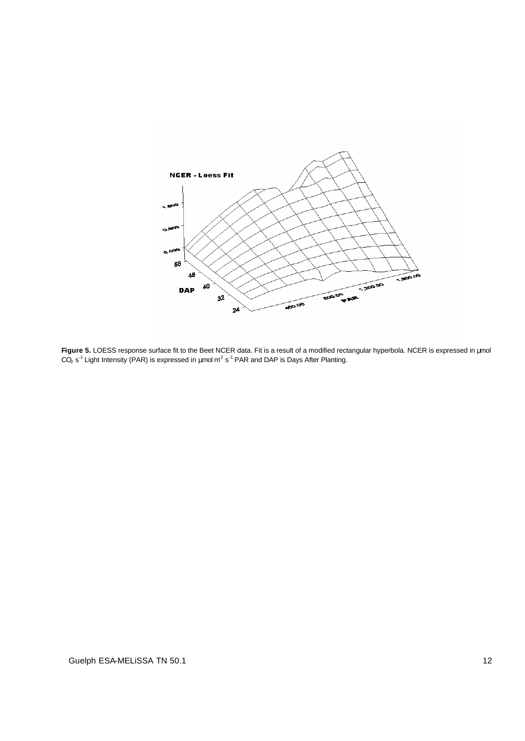**Figure 5.** LOESS response surface fit to the Beet NCER data. Fit is a result of a modified rectangular hyperbola. NCER is expressed in µmol $CO_2$ $s^{-1}$ Light Intensity (PAR) is expressed in µmol $m^{-2}$ $s^{-1}$ PAR and DAP is Days After Planting.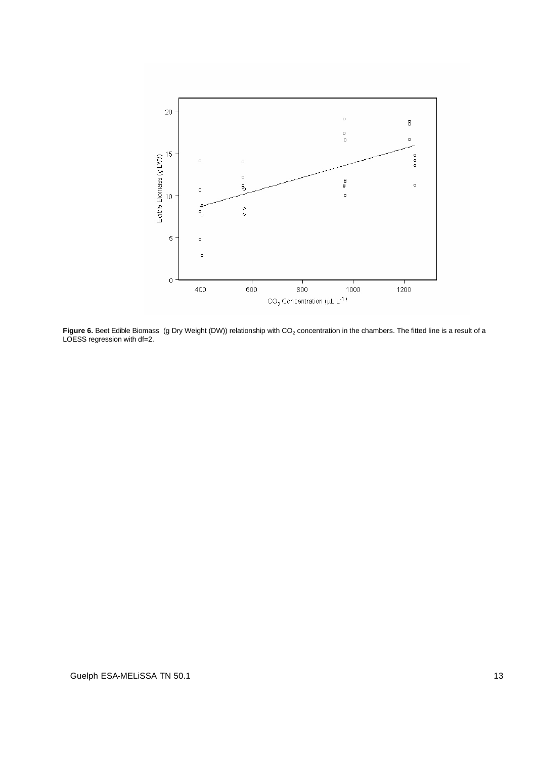**Figure 6.** Beet Edible Biomass (g Dry Weight (DW)) relationship with $CO_2$ concentration in the chambers. The fitted line is a result of a LOESS regression with df=2.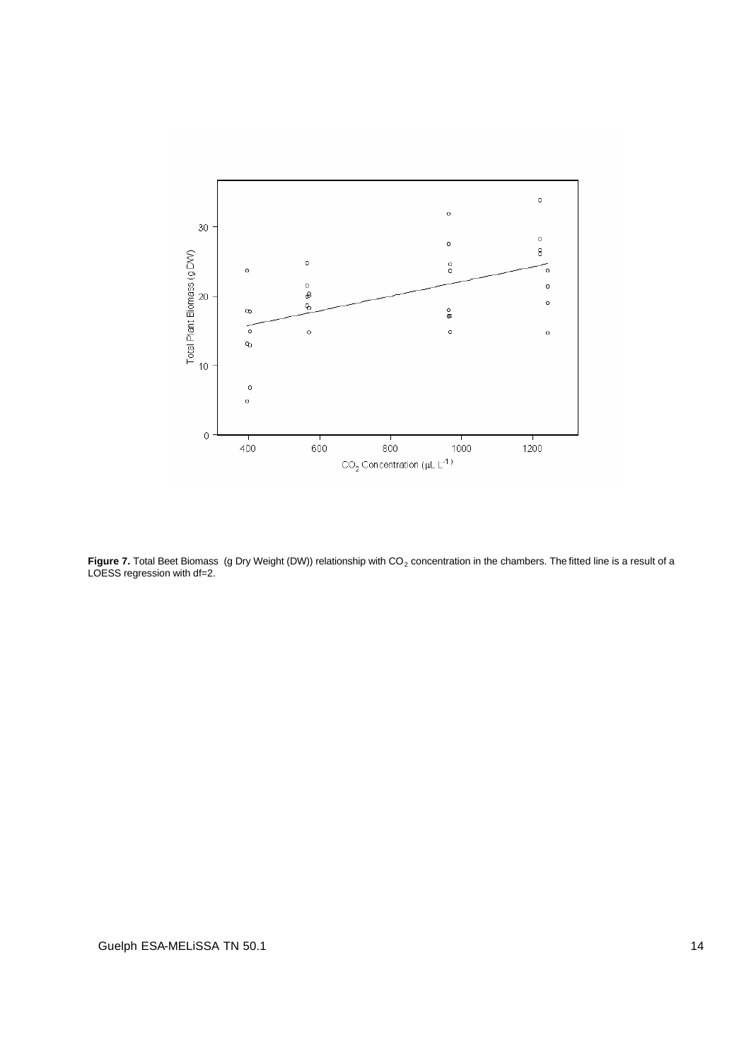Total Plant Biomass (g DW)

30

20

10

0

400

600

800

1000

1200

$CO_2$ Concentration ($\mu L\ L^{-1}$)

**Figure 7.** Total Beet Biomass (g Dry Weight (DW)) relationship with $CO_2$ concentration in the chambers. The fitted line is a result of a LOESS regression with df=2.